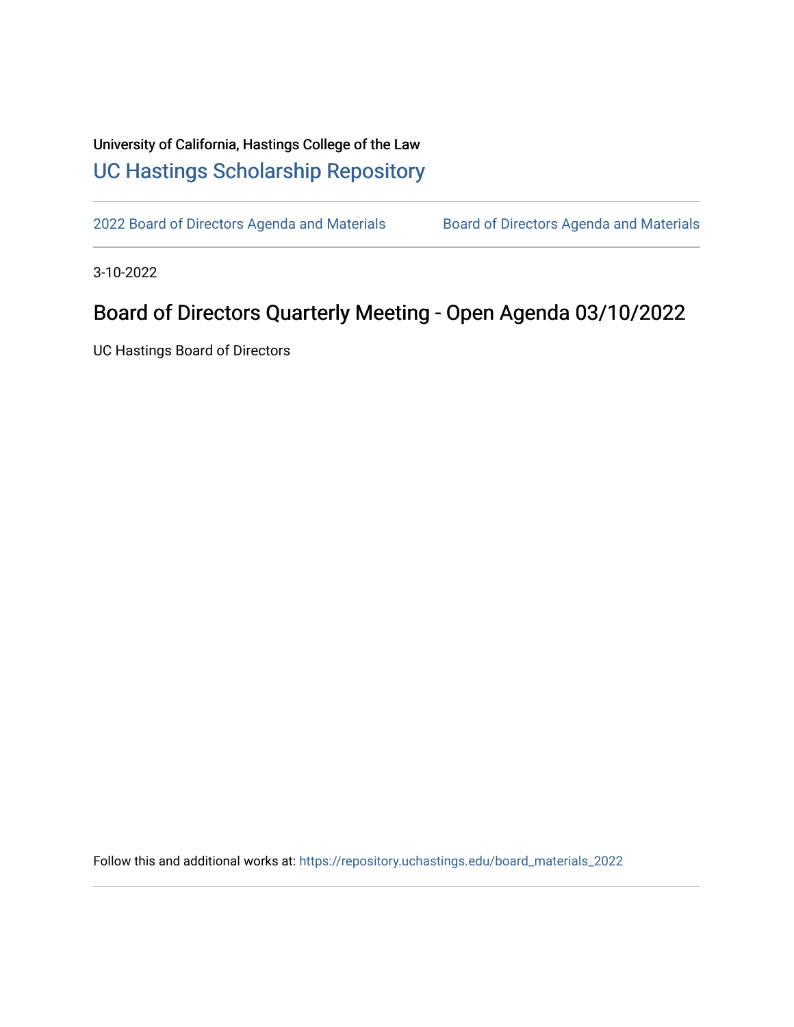University of California, Hastings College of the Law

# UC Hastings Scholarship Repository

2022 Board of Directors Agenda and Materials | Board of Directors Agenda and Materials

3-10-2022

## Board of Directors Quarterly Meeting - Open Agenda 03/10/2022

UC Hastings Board of Directors

Follow this and additional works at: https://repository.uchastings.edu/board_materials_2022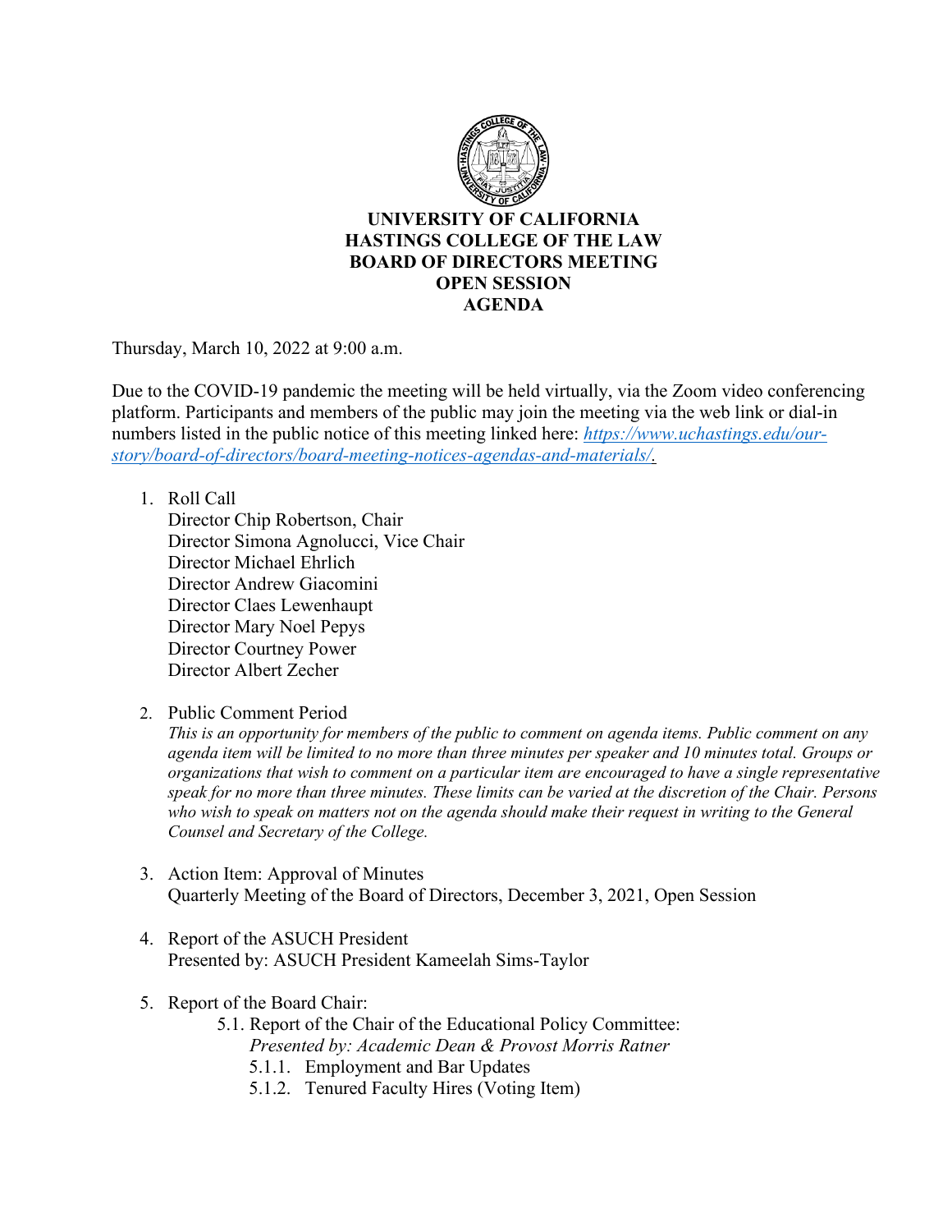**UNIVERSITY OF CALIFORNIA**
**HASTINGS COLLEGE OF THE LAW**
**BOARD OF DIRECTORS MEETING**
**OPEN SESSION**
**AGENDA**

Thursday, March 10, 2022 at 9:00 a.m.

Due to the COVID-19 pandemic the meeting will be held virtually, via the Zoom video conferencing platform. Participants and members of the public may join the meeting via the web link or dial-in numbers listed in the public notice of this meeting linked here: [https://www.uchastings.edu/our-story/board-of-directors/board-meeting-notices-agendas-and-materials/](https://www.uchastings.edu/our-story/board-of-directors/board-meeting-notices-agendas-and-materials/).

1. Roll Call
   Director Chip Robertson, Chair
   Director Simona Agnolucci, Vice Chair
   Director Michael Ehrlich
   Director Andrew Giacomini
   Director Claes Lewenhaupt
   Director Mary Noel Pepys
   Director Courtney Power
   Director Albert Zecher

2. Public Comment Period
   *This is an opportunity for members of the public to comment on agenda items. Public comment on any agenda item will be limited to no more than three minutes per speaker and 10 minutes total. Groups or organizations that wish to comment on a particular item are encouraged to have a single representative speak for no more than three minutes. These limits can be varied at the discretion of the Chair. Persons who wish to speak on matters not on the agenda should make their request in writing to the General Counsel and Secretary of the College.*

3. Action Item: Approval of Minutes
   Quarterly Meeting of the Board of Directors, December 3, 2021, Open Session

4. Report of the ASUCH President
   Presented by: ASUCH President Kameelah Sims-Taylor

5. Report of the Board Chair:
   - 5.1. Report of the Chair of the Educational Policy Committee:
     *Presented by: Academic Dean & Provost Morris Ratner*
     - 5.1.1. Employment and Bar Updates
     - 5.1.2. Tenured Faculty Hires (Voting Item)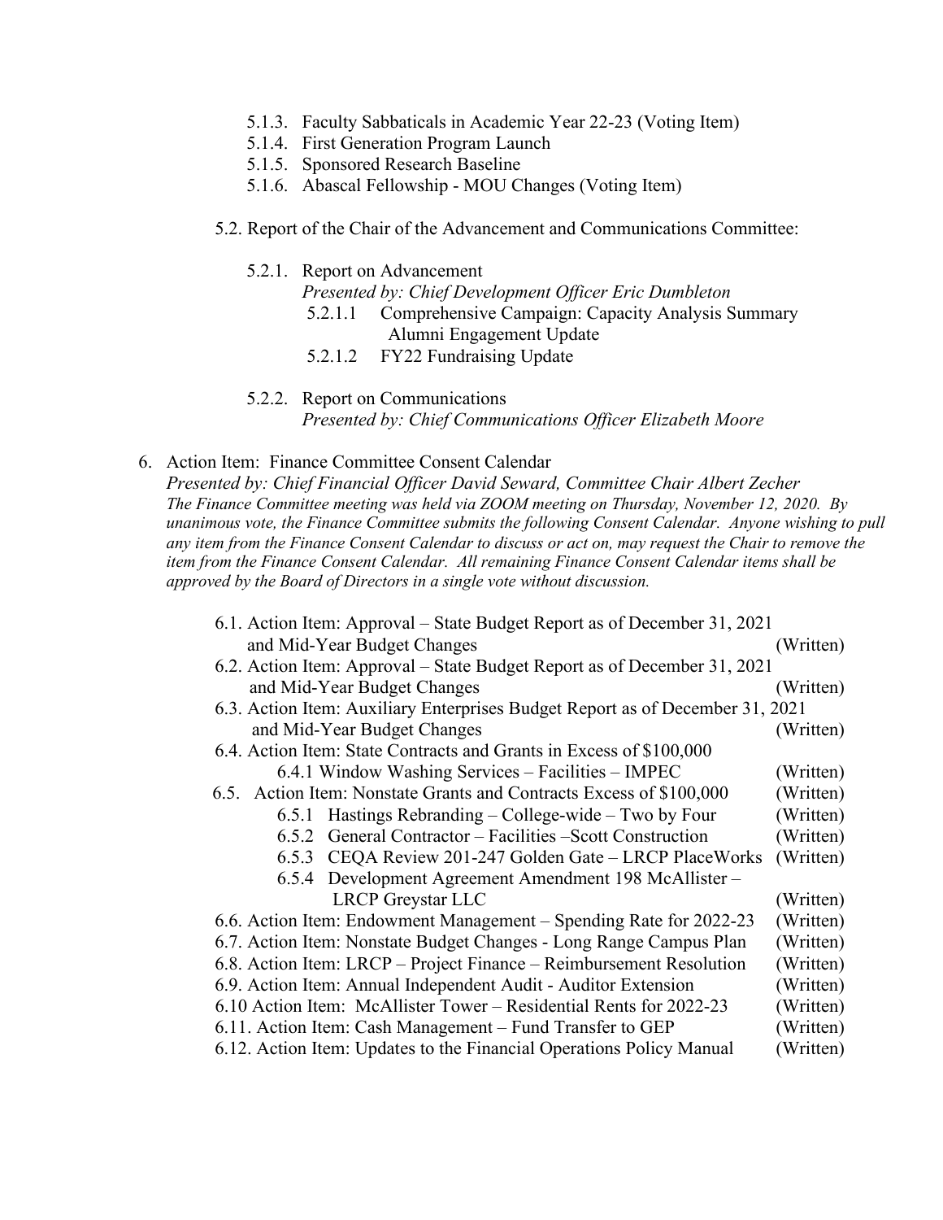- 5.1.3. Faculty Sabbaticals in Academic Year 22-23 (Voting Item)
- 5.1.4. First Generation Program Launch
- 5.1.5. Sponsored Research Baseline
- 5.1.6. Abascal Fellowship - MOU Changes (Voting Item)

5.2. Report of the Chair of the Advancement and Communications Committee:

- 5.2.1. Report on Advancement
  *Presented by: Chief Development Officer Eric Dumbleton*
  - 5.2.1.1 Comprehensive Campaign: Capacity Analysis Summary Alumni Engagement Update
  - 5.2.1.2 FY22 Fundraising Update

- 5.2.2. Report on Communications
  *Presented by: Chief Communications Officer Elizabeth Moore*

6. Action Item: Finance Committee Consent Calendar
*Presented by: Chief Financial Officer David Seward, Committee Chair Albert Zecher*
*The Finance Committee meeting was held via ZOOM meeting on Thursday, November 12, 2020. By unanimous vote, the Finance Committee submits the following Consent Calendar. Anyone wishing to pull any item from the Finance Consent Calendar to discuss or act on, may request the Chair to remove the item from the Finance Consent Calendar. All remaining Finance Consent Calendar items shall be approved by the Board of Directors in a single vote without discussion.*

- 6.1. Action Item: Approval – State Budget Report as of December 31, 2021 and Mid-Year Budget Changes (Written)
- 6.2. Action Item: Approval – State Budget Report as of December 31, 2021 and Mid-Year Budget Changes (Written)
- 6.3. Action Item: Auxiliary Enterprises Budget Report as of December 31, 2021 and Mid-Year Budget Changes (Written)
- 6.4. Action Item: State Contracts and Grants in Excess of $100,000
  - 6.4.1 Window Washing Services – Facilities – IMPEC (Written)
- 6.5. Action Item: Nonstate Grants and Contracts Excess of $100,000 (Written)
  - 6.5.1 Hastings Rebranding – College-wide – Two by Four (Written)
  - 6.5.2 General Contractor – Facilities –Scott Construction (Written)
  - 6.5.3 CEQA Review 201-247 Golden Gate – LRCP PlaceWorks (Written)
  - 6.5.4 Development Agreement Amendment 198 McAllister – LRCP Greystar LLC (Written)
- 6.6. Action Item: Endowment Management – Spending Rate for 2022-23 (Written)
- 6.7. Action Item: Nonstate Budget Changes - Long Range Campus Plan (Written)
- 6.8. Action Item: LRCP – Project Finance – Reimbursement Resolution (Written)
- 6.9. Action Item: Annual Independent Audit - Auditor Extension (Written)
- 6.10 Action Item: McAllister Tower – Residential Rents for 2022-23 (Written)
- 6.11. Action Item: Cash Management – Fund Transfer to GEP (Written)
- 6.12. Action Item: Updates to the Financial Operations Policy Manual (Written)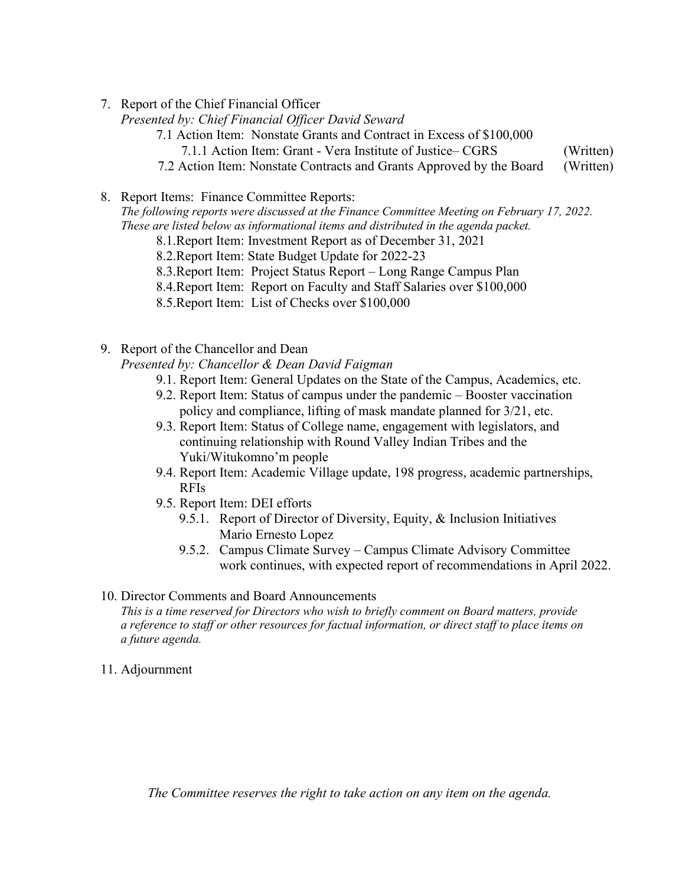7. Report of the Chief Financial Officer
   *Presented by: Chief Financial Officer David Seward*
   - 7.1 Action Item: Nonstate Grants and Contract in Excess of $100,000
     - 7.1.1 Action Item: Grant - Vera Institute of Justice– CGRS (Written)
   - 7.2 Action Item: Nonstate Contracts and Grants Approved by the Board (Written)

8. Report Items: Finance Committee Reports:
   *The following reports were discussed at the Finance Committee Meeting on February 17, 2022. These are listed below as informational items and distributed in the agenda packet.*
   - 8.1.Report Item: Investment Report as of December 31, 2021
   - 8.2.Report Item: State Budget Update for 2022-23
   - 8.3.Report Item: Project Status Report – Long Range Campus Plan
   - 8.4.Report Item: Report on Faculty and Staff Salaries over $100,000
   - 8.5.Report Item: List of Checks over $100,000

9. Report of the Chancellor and Dean
   *Presented by: Chancellor & Dean David Faigman*
   - 9.1. Report Item: General Updates on the State of the Campus, Academics, etc.
   - 9.2. Report Item: Status of campus under the pandemic – Booster vaccination policy and compliance, lifting of mask mandate planned for 3/21, etc.
   - 9.3. Report Item: Status of College name, engagement with legislators, and continuing relationship with Round Valley Indian Tribes and the Yuki/Witukomno'm people
   - 9.4. Report Item: Academic Village update, 198 progress, academic partnerships, RFIs
   - 9.5. Report Item: DEI efforts
     - 9.5.1. Report of Director of Diversity, Equity, & Inclusion Initiatives Mario Ernesto Lopez
     - 9.5.2. Campus Climate Survey – Campus Climate Advisory Committee work continues, with expected report of recommendations in April 2022.

10. Director Comments and Board Announcements
    *This is a time reserved for Directors who wish to briefly comment on Board matters, provide a reference to staff or other resources for factual information, or direct staff to place items on a future agenda.*

11. Adjournment

*The Committee reserves the right to take action on any item on the agenda.*